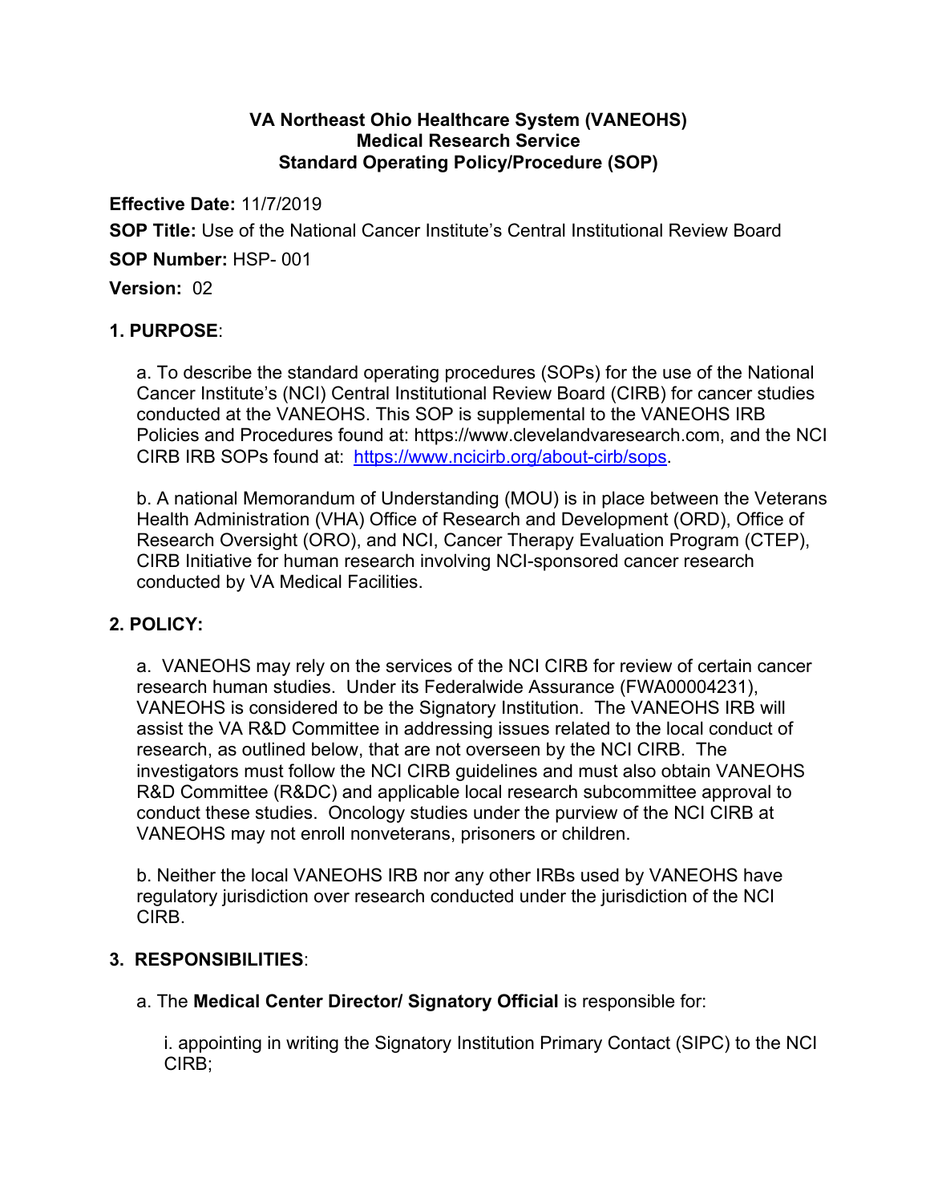**VA Northeast Ohio Healthcare System (VANEOHS)**
**Medical Research Service**
**Standard Operating Policy/Procedure (SOP)**

**Effective Date:** 11/7/2019

**SOP Title:** Use of the National Cancer Institute's Central Institutional Review Board

**SOP Number:** HSP- 001

**Version:** 02

## 1. PURPOSE:

a. To describe the standard operating procedures (SOPs) for the use of the National Cancer Institute's (NCI) Central Institutional Review Board (CIRB) for cancer studies conducted at the VANEOHS. This SOP is supplemental to the VANEOHS IRB Policies and Procedures found at: https://www.clevelandvaresearch.com, and the NCI CIRB IRB SOPs found at: [https://www.ncicirb.org/about-cirb/sops](https://www.ncicirb.org/about-cirb/sops).

b. A national Memorandum of Understanding (MOU) is in place between the Veterans Health Administration (VHA) Office of Research and Development (ORD), Office of Research Oversight (ORO), and NCI, Cancer Therapy Evaluation Program (CTEP), CIRB Initiative for human research involving NCI-sponsored cancer research conducted by VA Medical Facilities.

## 2. POLICY:

a. VANEOHS may rely on the services of the NCI CIRB for review of certain cancer research human studies. Under its Federalwide Assurance (FWA00004231), VANEOHS is considered to be the Signatory Institution. The VANEOHS IRB will assist the VA R&D Committee in addressing issues related to the local conduct of research, as outlined below, that are not overseen by the NCI CIRB. The investigators must follow the NCI CIRB guidelines and must also obtain VANEOHS R&D Committee (R&DC) and applicable local research subcommittee approval to conduct these studies. Oncology studies under the purview of the NCI CIRB at VANEOHS may not enroll nonveterans, prisoners or children.

b. Neither the local VANEOHS IRB nor any other IRBs used by VANEOHS have regulatory jurisdiction over research conducted under the jurisdiction of the NCI CIRB.

## 3. RESPONSIBILITIES:

a. The **Medical Center Director/ Signatory Official** is responsible for:

i. appointing in writing the Signatory Institution Primary Contact (SIPC) to the NCI CIRB;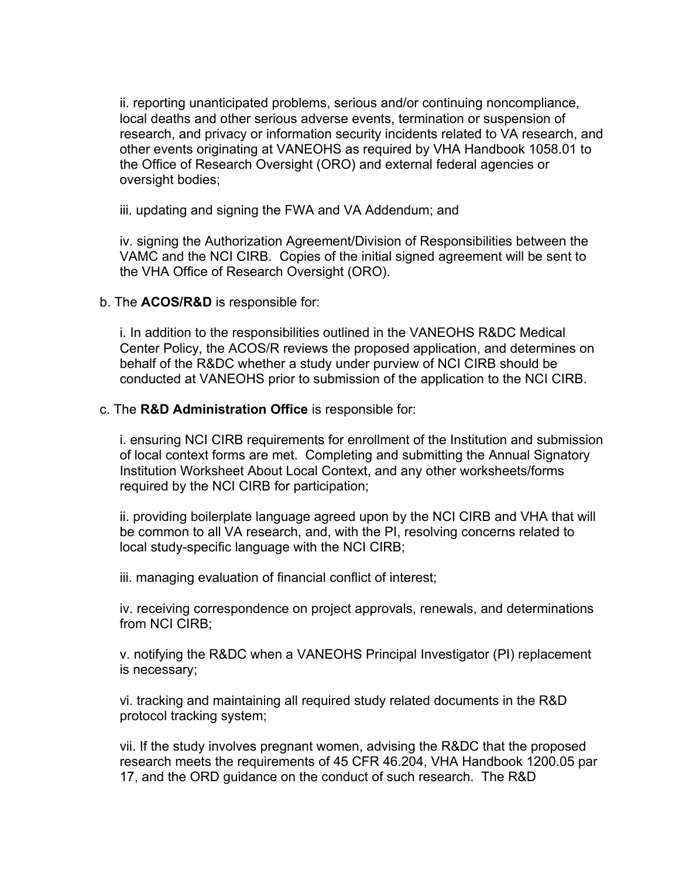ii. reporting unanticipated problems, serious and/or continuing noncompliance, local deaths and other serious adverse events, termination or suspension of research, and privacy or information security incidents related to VA research, and other events originating at VANEOHS as required by VHA Handbook 1058.01 to the Office of Research Oversight (ORO) and external federal agencies or oversight bodies;

iii. updating and signing the FWA and VA Addendum; and

iv. signing the Authorization Agreement/Division of Responsibilities between the VAMC and the NCI CIRB. Copies of the initial signed agreement will be sent to the VHA Office of Research Oversight (ORO).

b. The **ACOS/R&D** is responsible for:

i. In addition to the responsibilities outlined in the VANEOHS R&DC Medical Center Policy, the ACOS/R reviews the proposed application, and determines on behalf of the R&DC whether a study under purview of NCI CIRB should be conducted at VANEOHS prior to submission of the application to the NCI CIRB.

c. The **R&D Administration Office** is responsible for:

i. ensuring NCI CIRB requirements for enrollment of the Institution and submission of local context forms are met. Completing and submitting the Annual Signatory Institution Worksheet About Local Context, and any other worksheets/forms required by the NCI CIRB for participation;

ii. providing boilerplate language agreed upon by the NCI CIRB and VHA that will be common to all VA research, and, with the PI, resolving concerns related to local study-specific language with the NCI CIRB;

iii. managing evaluation of financial conflict of interest;

iv. receiving correspondence on project approvals, renewals, and determinations from NCI CIRB;

v. notifying the R&DC when a VANEOHS Principal Investigator (PI) replacement is necessary;

vi. tracking and maintaining all required study related documents in the R&D protocol tracking system;

vii. If the study involves pregnant women, advising the R&DC that the proposed research meets the requirements of 45 CFR 46.204, VHA Handbook 1200.05 par 17, and the ORD guidance on the conduct of such research. The R&D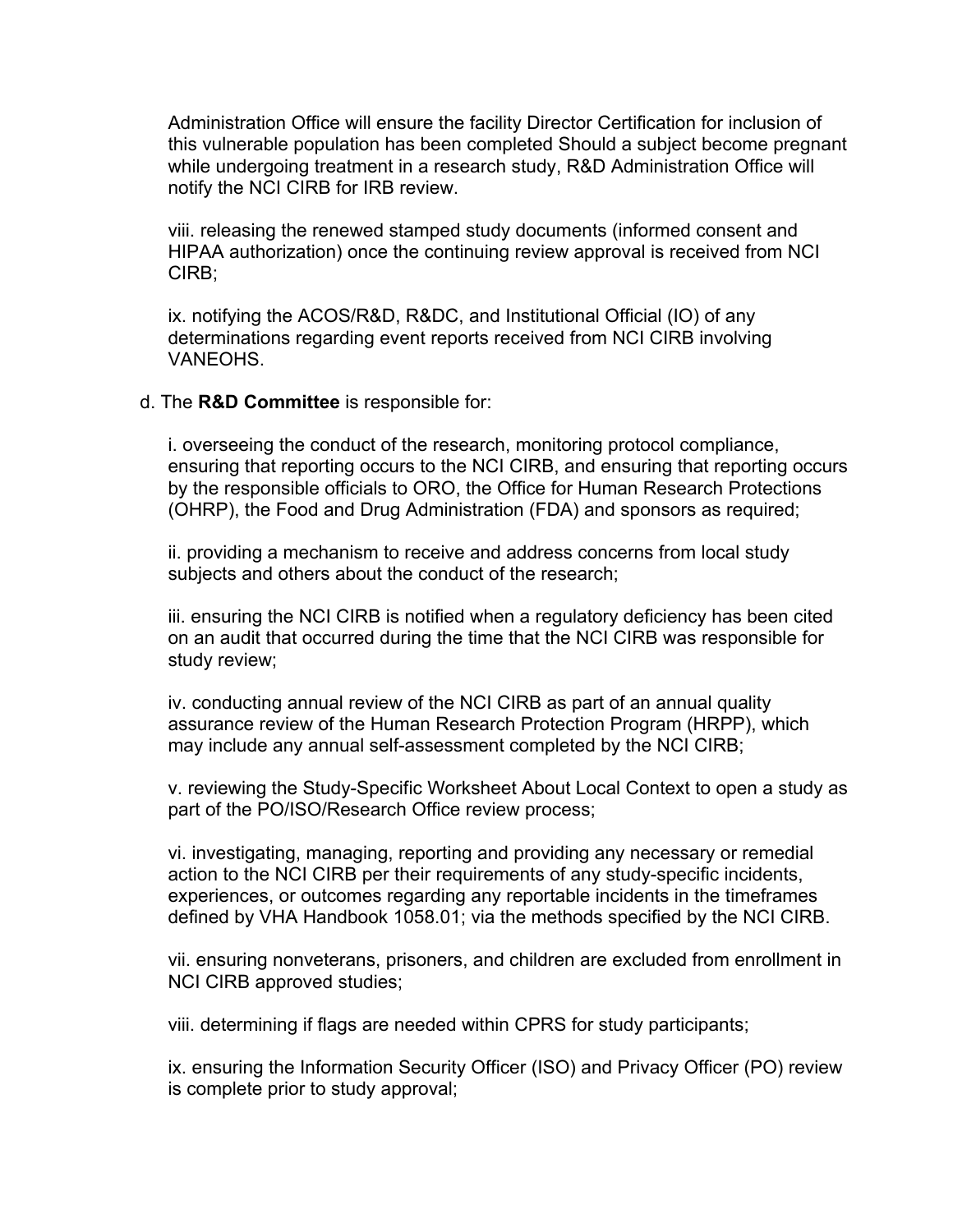Administration Office will ensure the facility Director Certification for inclusion of this vulnerable population has been completed Should a subject become pregnant while undergoing treatment in a research study, R&D Administration Office will notify the NCI CIRB for IRB review.

viii. releasing the renewed stamped study documents (informed consent and HIPAA authorization) once the continuing review approval is received from NCI CIRB;

ix. notifying the ACOS/R&D, R&DC, and Institutional Official (IO) of any determinations regarding event reports received from NCI CIRB involving VANEOHS.

d. The **R&D Committee** is responsible for:

i. overseeing the conduct of the research, monitoring protocol compliance, ensuring that reporting occurs to the NCI CIRB, and ensuring that reporting occurs by the responsible officials to ORO, the Office for Human Research Protections (OHRP), the Food and Drug Administration (FDA) and sponsors as required;

ii. providing a mechanism to receive and address concerns from local study subjects and others about the conduct of the research;

iii. ensuring the NCI CIRB is notified when a regulatory deficiency has been cited on an audit that occurred during the time that the NCI CIRB was responsible for study review;

iv. conducting annual review of the NCI CIRB as part of an annual quality assurance review of the Human Research Protection Program (HRPP), which may include any annual self-assessment completed by the NCI CIRB;

v. reviewing the Study-Specific Worksheet About Local Context to open a study as part of the PO/ISO/Research Office review process;

vi. investigating, managing, reporting and providing any necessary or remedial action to the NCI CIRB per their requirements of any study-specific incidents, experiences, or outcomes regarding any reportable incidents in the timeframes defined by VHA Handbook 1058.01; via the methods specified by the NCI CIRB.

vii. ensuring nonveterans, prisoners, and children are excluded from enrollment in NCI CIRB approved studies;

viii. determining if flags are needed within CPRS for study participants;

ix. ensuring the Information Security Officer (ISO) and Privacy Officer (PO) review is complete prior to study approval;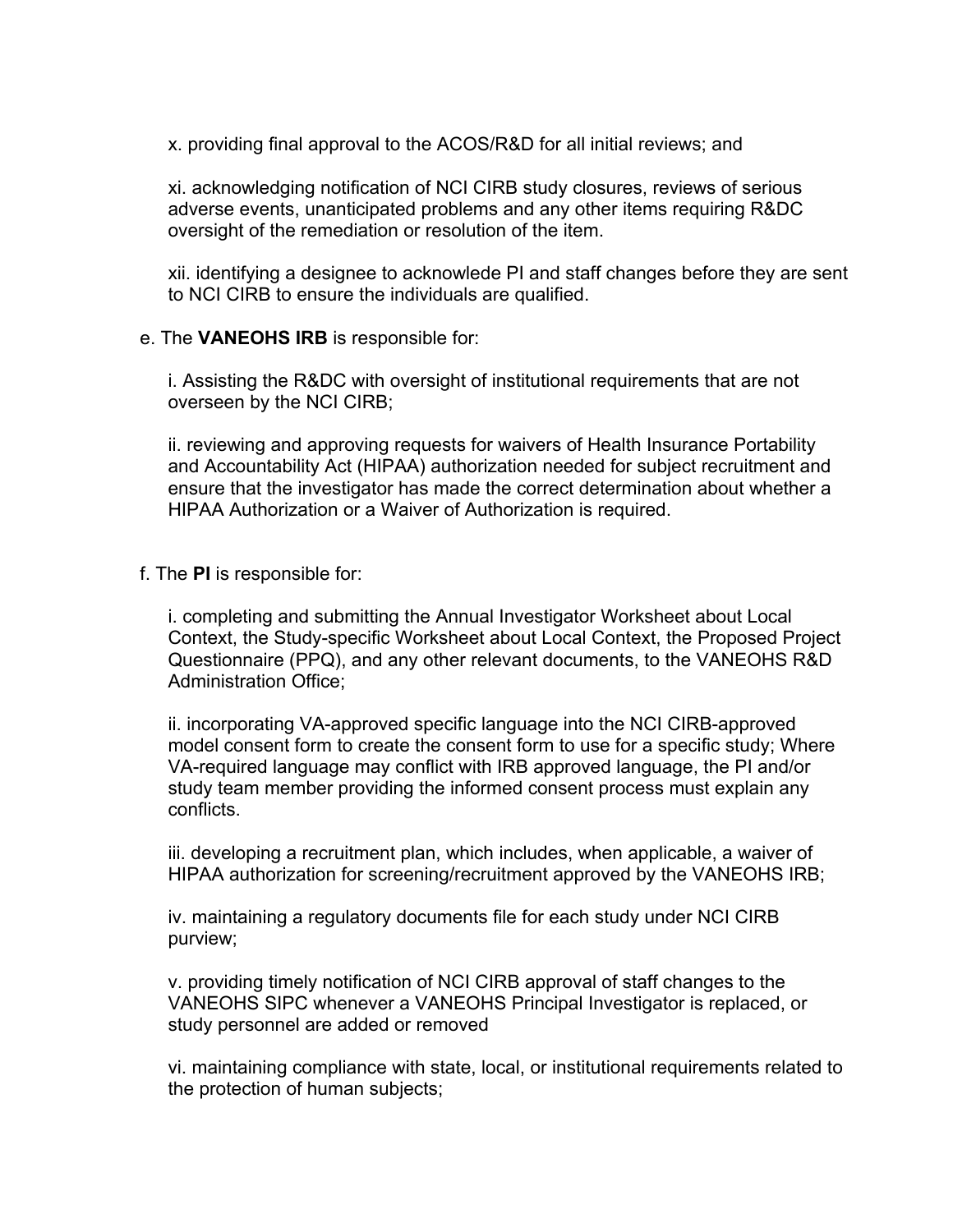x. providing final approval to the ACOS/R&D for all initial reviews; and

xi. acknowledging notification of NCI CIRB study closures, reviews of serious adverse events, unanticipated problems and any other items requiring R&DC oversight of the remediation or resolution of the item.

xii. identifying a designee to acknowlede PI and staff changes before they are sent to NCI CIRB to ensure the individuals are qualified.

e. The **VANEOHS IRB** is responsible for:

i. Assisting the R&DC with oversight of institutional requirements that are not overseen by the NCI CIRB;

ii. reviewing and approving requests for waivers of Health Insurance Portability and Accountability Act (HIPAA) authorization needed for subject recruitment and ensure that the investigator has made the correct determination about whether a HIPAA Authorization or a Waiver of Authorization is required.

f. The **PI** is responsible for:

i. completing and submitting the Annual Investigator Worksheet about Local Context, the Study-specific Worksheet about Local Context, the Proposed Project Questionnaire (PPQ), and any other relevant documents, to the VANEOHS R&D Administration Office;

ii. incorporating VA-approved specific language into the NCI CIRB-approved model consent form to create the consent form to use for a specific study; Where VA-required language may conflict with IRB approved language, the PI and/or study team member providing the informed consent process must explain any conflicts.

iii. developing a recruitment plan, which includes, when applicable, a waiver of HIPAA authorization for screening/recruitment approved by the VANEOHS IRB;

iv. maintaining a regulatory documents file for each study under NCI CIRB purview;

v. providing timely notification of NCI CIRB approval of staff changes to the VANEOHS SIPC whenever a VANEOHS Principal Investigator is replaced, or study personnel are added or removed

vi. maintaining compliance with state, local, or institutional requirements related to the protection of human subjects;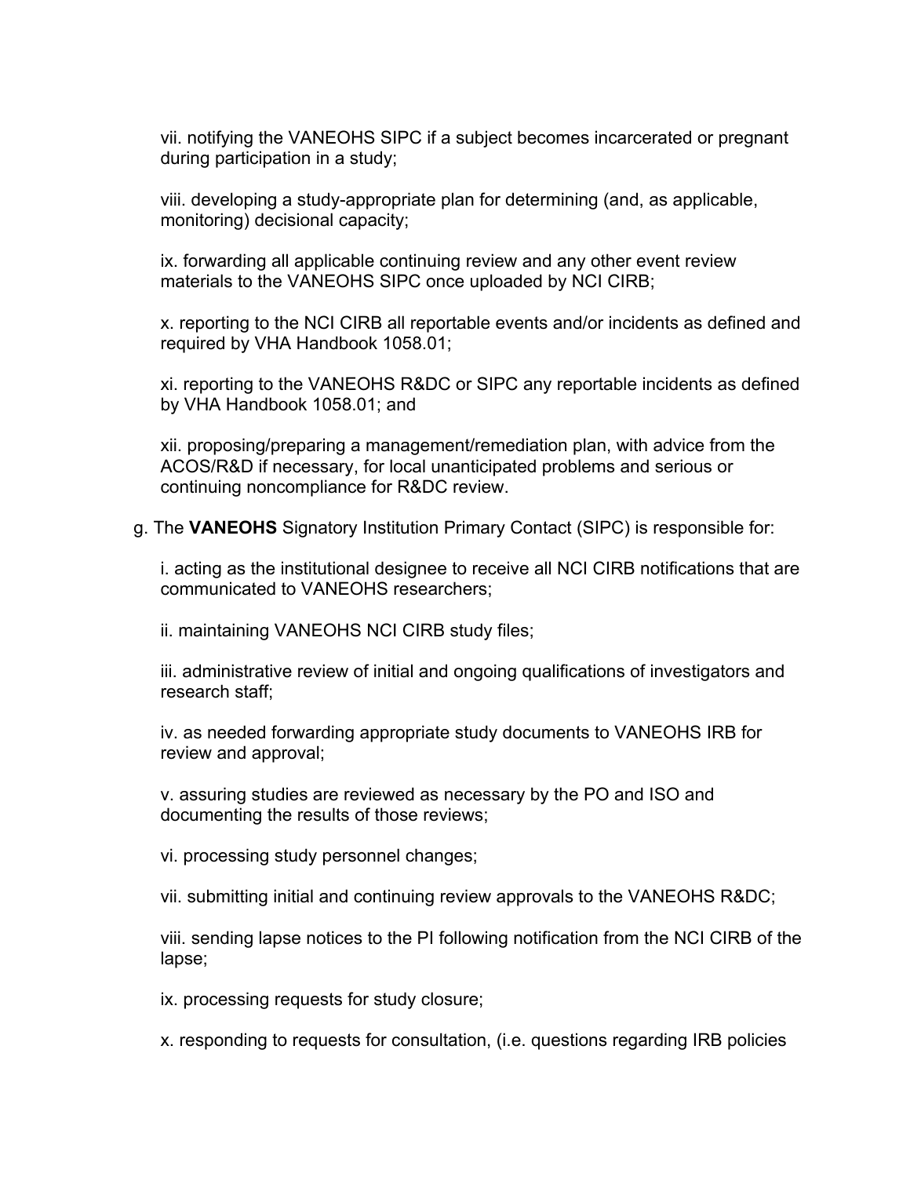vii. notifying the VANEOHS SIPC if a subject becomes incarcerated or pregnant during participation in a study;

viii. developing a study-appropriate plan for determining (and, as applicable, monitoring) decisional capacity;

ix. forwarding all applicable continuing review and any other event review materials to the VANEOHS SIPC once uploaded by NCI CIRB;

x. reporting to the NCI CIRB all reportable events and/or incidents as defined and required by VHA Handbook 1058.01;

xi. reporting to the VANEOHS R&DC or SIPC any reportable incidents as defined by VHA Handbook 1058.01; and

xii. proposing/preparing a management/remediation plan, with advice from the ACOS/R&D if necessary, for local unanticipated problems and serious or continuing noncompliance for R&DC review.

g. The **VANEOHS** Signatory Institution Primary Contact (SIPC) is responsible for:

i. acting as the institutional designee to receive all NCI CIRB notifications that are communicated to VANEOHS researchers;

ii. maintaining VANEOHS NCI CIRB study files;

iii. administrative review of initial and ongoing qualifications of investigators and research staff;

iv. as needed forwarding appropriate study documents to VANEOHS IRB for review and approval;

v. assuring studies are reviewed as necessary by the PO and ISO and documenting the results of those reviews;

vi. processing study personnel changes;

vii. submitting initial and continuing review approvals to the VANEOHS R&DC;

viii. sending lapse notices to the PI following notification from the NCI CIRB of the lapse;

ix. processing requests for study closure;

x. responding to requests for consultation, (i.e. questions regarding IRB policies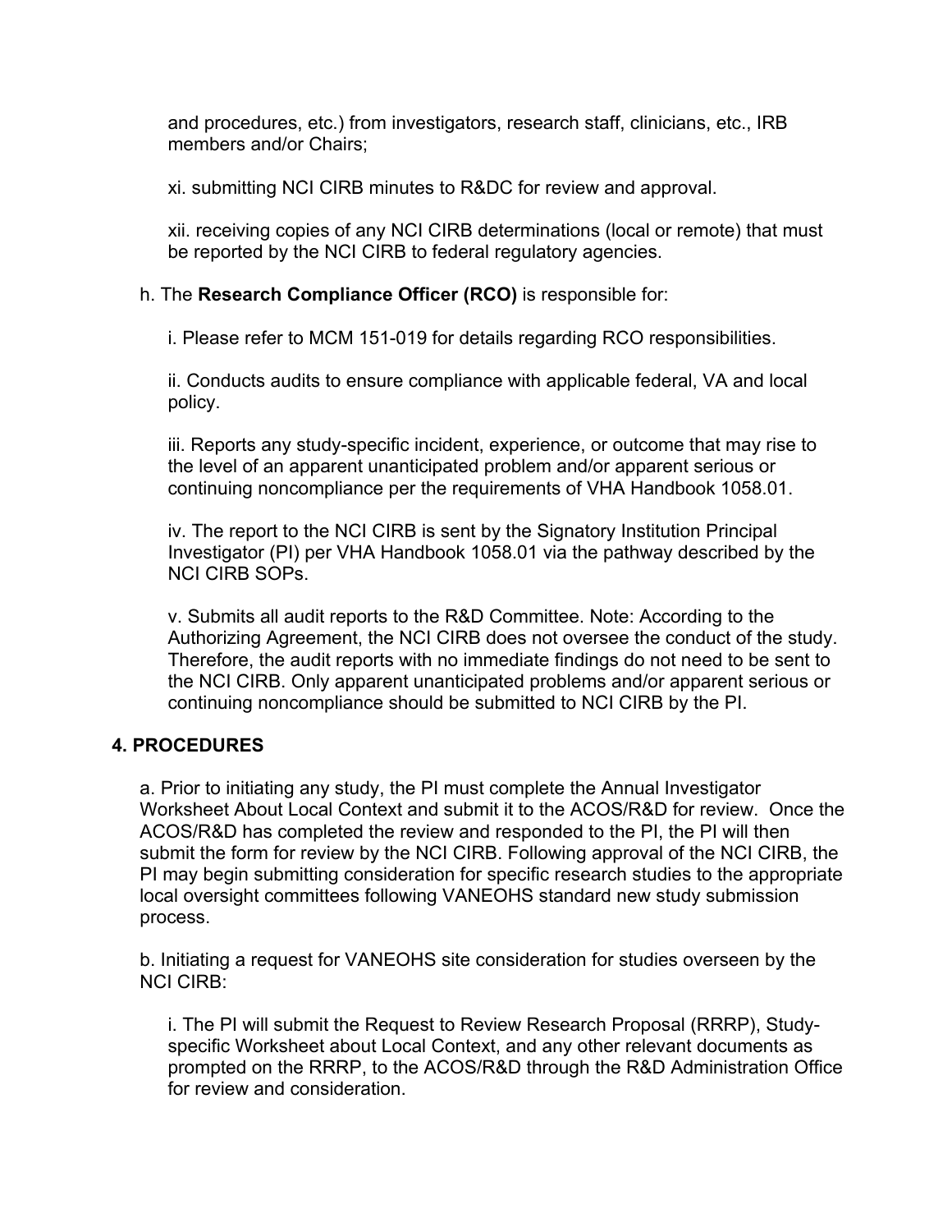and procedures, etc.) from investigators, research staff, clinicians, etc., IRB members and/or Chairs;

xi. submitting NCI CIRB minutes to R&DC for review and approval.

xii. receiving copies of any NCI CIRB determinations (local or remote) that must be reported by the NCI CIRB to federal regulatory agencies.

h. The **Research Compliance Officer (RCO)** is responsible for:

i. Please refer to MCM 151-019 for details regarding RCO responsibilities.

ii. Conducts audits to ensure compliance with applicable federal, VA and local policy.

iii. Reports any study-specific incident, experience, or outcome that may rise to the level of an apparent unanticipated problem and/or apparent serious or continuing noncompliance per the requirements of VHA Handbook 1058.01.

iv. The report to the NCI CIRB is sent by the Signatory Institution Principal Investigator (PI) per VHA Handbook 1058.01 via the pathway described by the NCI CIRB SOPs.

v. Submits all audit reports to the R&D Committee. Note: According to the Authorizing Agreement, the NCI CIRB does not oversee the conduct of the study. Therefore, the audit reports with no immediate findings do not need to be sent to the NCI CIRB. Only apparent unanticipated problems and/or apparent serious or continuing noncompliance should be submitted to NCI CIRB by the PI.

## 4. PROCEDURES

a. Prior to initiating any study, the PI must complete the Annual Investigator Worksheet About Local Context and submit it to the ACOS/R&D for review. Once the ACOS/R&D has completed the review and responded to the PI, the PI will then submit the form for review by the NCI CIRB. Following approval of the NCI CIRB, the PI may begin submitting consideration for specific research studies to the appropriate local oversight committees following VANEOHS standard new study submission process.

b. Initiating a request for VANEOHS site consideration for studies overseen by the NCI CIRB:

i. The PI will submit the Request to Review Research Proposal (RRRP), Study-specific Worksheet about Local Context, and any other relevant documents as prompted on the RRRP, to the ACOS/R&D through the R&D Administration Office for review and consideration.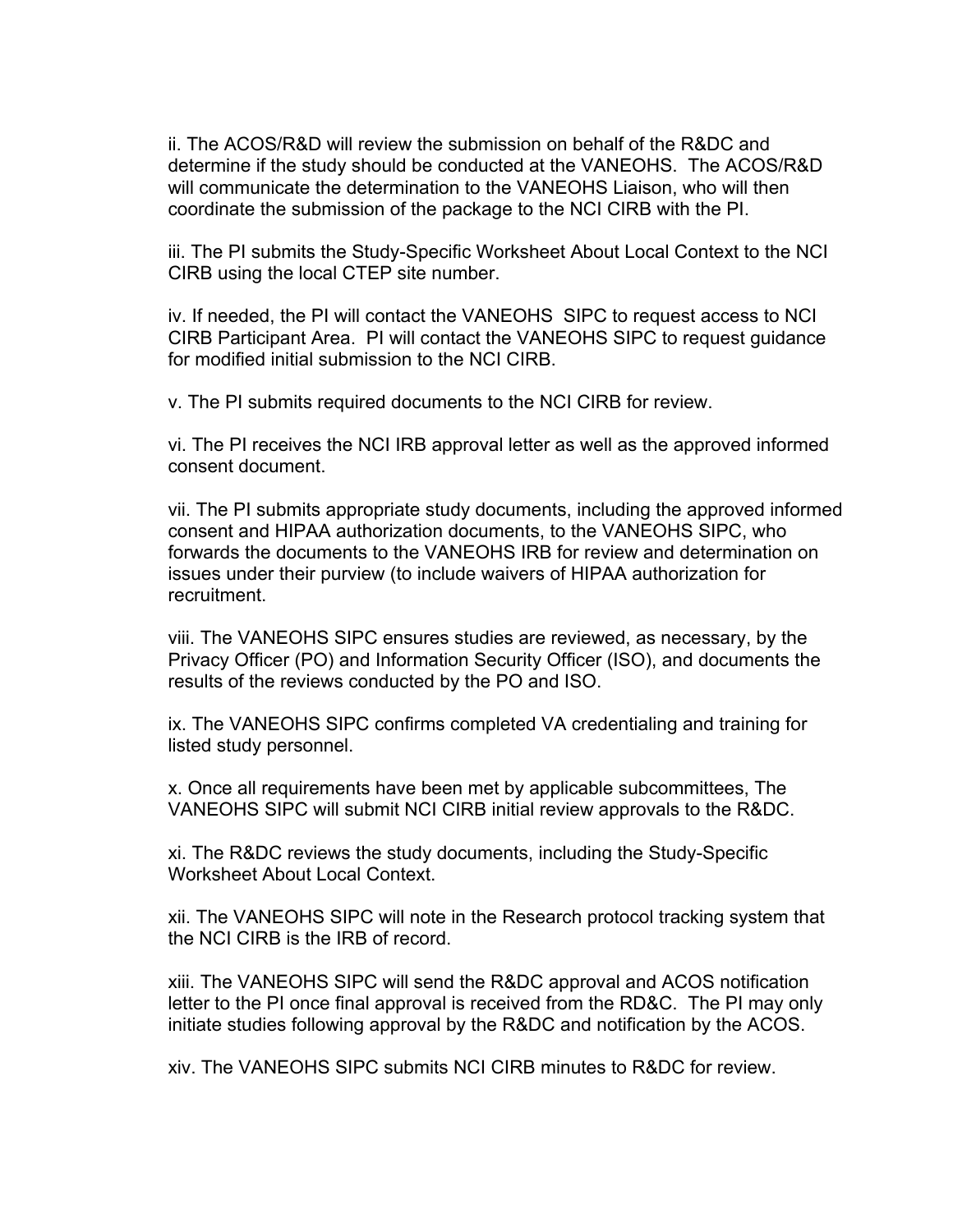ii. The ACOS/R&D will review the submission on behalf of the R&DC and determine if the study should be conducted at the VANEOHS. The ACOS/R&D will communicate the determination to the VANEOHS Liaison, who will then coordinate the submission of the package to the NCI CIRB with the PI.

iii. The PI submits the Study-Specific Worksheet About Local Context to the NCI CIRB using the local CTEP site number.

iv. If needed, the PI will contact the VANEOHS SIPC to request access to NCI CIRB Participant Area. PI will contact the VANEOHS SIPC to request guidance for modified initial submission to the NCI CIRB.

v. The PI submits required documents to the NCI CIRB for review.

vi. The PI receives the NCI IRB approval letter as well as the approved informed consent document.

vii. The PI submits appropriate study documents, including the approved informed consent and HIPAA authorization documents, to the VANEOHS SIPC, who forwards the documents to the VANEOHS IRB for review and determination on issues under their purview (to include waivers of HIPAA authorization for recruitment.

viii. The VANEOHS SIPC ensures studies are reviewed, as necessary, by the Privacy Officer (PO) and Information Security Officer (ISO), and documents the results of the reviews conducted by the PO and ISO.

ix. The VANEOHS SIPC confirms completed VA credentialing and training for listed study personnel.

x. Once all requirements have been met by applicable subcommittees, The VANEOHS SIPC will submit NCI CIRB initial review approvals to the R&DC.

xi. The R&DC reviews the study documents, including the Study-Specific Worksheet About Local Context.

xii. The VANEOHS SIPC will note in the Research protocol tracking system that the NCI CIRB is the IRB of record.

xiii. The VANEOHS SIPC will send the R&DC approval and ACOS notification letter to the PI once final approval is received from the RD&C. The PI may only initiate studies following approval by the R&DC and notification by the ACOS.

xiv. The VANEOHS SIPC submits NCI CIRB minutes to R&DC for review.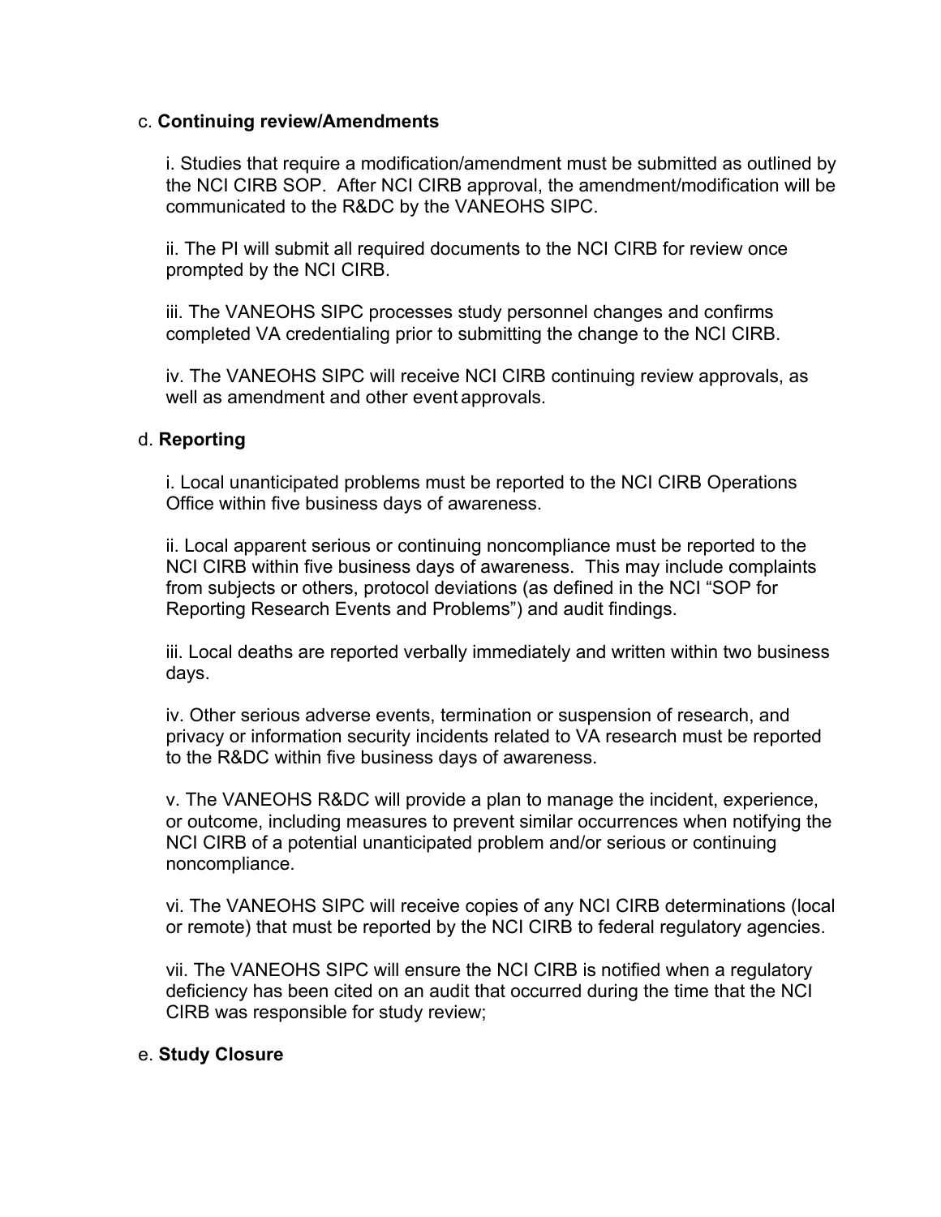c. **Continuing review/Amendments**

i. Studies that require a modification/amendment must be submitted as outlined by the NCI CIRB SOP. After NCI CIRB approval, the amendment/modification will be communicated to the R&DC by the VANEOHS SIPC.

ii. The PI will submit all required documents to the NCI CIRB for review once prompted by the NCI CIRB.

iii. The VANEOHS SIPC processes study personnel changes and confirms completed VA credentialing prior to submitting the change to the NCI CIRB.

iv. The VANEOHS SIPC will receive NCI CIRB continuing review approvals, as well as amendment and other event approvals.

d. **Reporting**

i. Local unanticipated problems must be reported to the NCI CIRB Operations Office within five business days of awareness.

ii. Local apparent serious or continuing noncompliance must be reported to the NCI CIRB within five business days of awareness. This may include complaints from subjects or others, protocol deviations (as defined in the NCI "SOP for Reporting Research Events and Problems") and audit findings.

iii. Local deaths are reported verbally immediately and written within two business days.

iv. Other serious adverse events, termination or suspension of research, and privacy or information security incidents related to VA research must be reported to the R&DC within five business days of awareness.

v. The VANEOHS R&DC will provide a plan to manage the incident, experience, or outcome, including measures to prevent similar occurrences when notifying the NCI CIRB of a potential unanticipated problem and/or serious or continuing noncompliance.

vi. The VANEOHS SIPC will receive copies of any NCI CIRB determinations (local or remote) that must be reported by the NCI CIRB to federal regulatory agencies.

vii. The VANEOHS SIPC will ensure the NCI CIRB is notified when a regulatory deficiency has been cited on an audit that occurred during the time that the NCI CIRB was responsible for study review;

e. **Study Closure**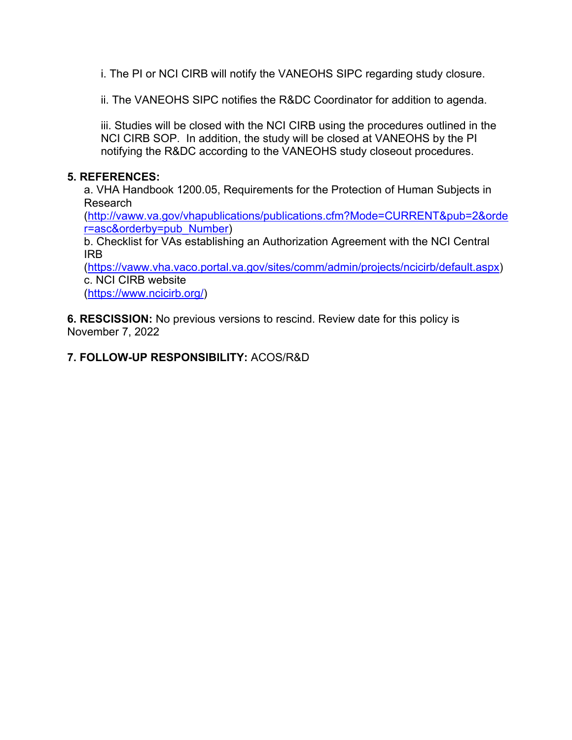i. The PI or NCI CIRB will notify the VANEOHS SIPC regarding study closure.

ii. The VANEOHS SIPC notifies the R&DC Coordinator for addition to agenda.

iii. Studies will be closed with the NCI CIRB using the procedures outlined in the NCI CIRB SOP. In addition, the study will be closed at VANEOHS by the PI notifying the R&DC according to the VANEOHS study closeout procedures.

**5. REFERENCES:**

a. VHA Handbook 1200.05, Requirements for the Protection of Human Subjects in Research (http://vaww.va.gov/vhapublications/publications.cfm?Mode=CURRENT&pub=2&order=asc&orderby=pub_Number)

b. Checklist for VAs establishing an Authorization Agreement with the NCI Central IRB (https://vaww.vha.vaco.portal.va.gov/sites/comm/admin/projects/ncicirb/default.aspx)

c. NCI CIRB website (https://www.ncicirb.org/)

**6. RESCISSION:** No previous versions to rescind. Review date for this policy is November 7, 2022

**7. FOLLOW-UP RESPONSIBILITY:** ACOS/R&D